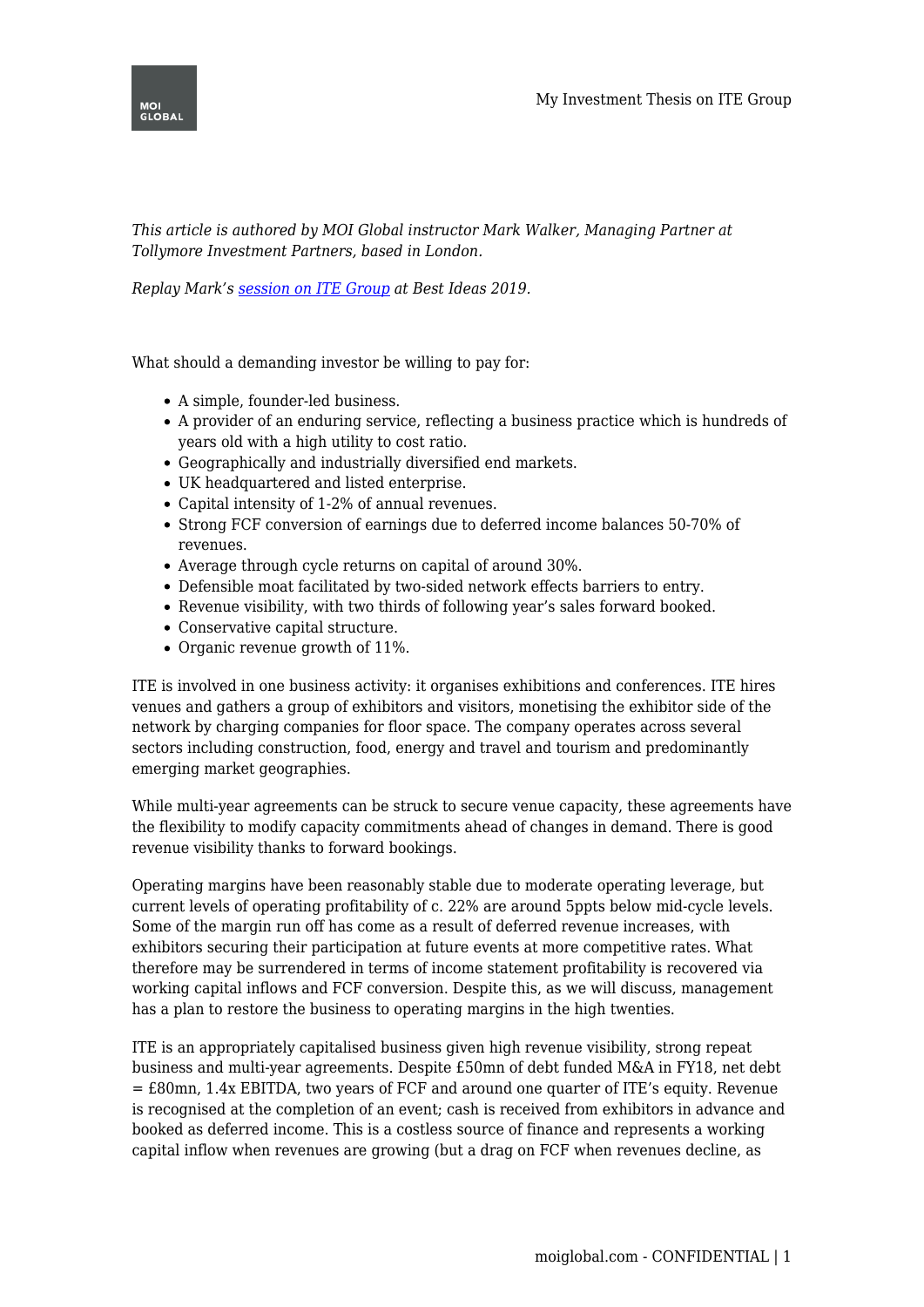*This article is authored by MOI Global instructor Mark Walker, Managing Partner at Tollymore Investment Partners, based in London.*

*Replay Mark's [session on ITE Group](#) at Best Ideas 2019.*

What should a demanding investor be willing to pay for:

- A simple, founder-led business.
- A provider of an enduring service, reflecting a business practice which is hundreds of years old with a high utility to cost ratio.
- Geographically and industrially diversified end markets.
- UK headquartered and listed enterprise.
- Capital intensity of 1-2% of annual revenues.
- Strong FCF conversion of earnings due to deferred income balances 50-70% of revenues.
- Average through cycle returns on capital of around 30%.
- Defensible moat facilitated by two-sided network effects barriers to entry.
- Revenue visibility, with two thirds of following year's sales forward booked.
- Conservative capital structure.
- Organic revenue growth of 11%.

ITE is involved in one business activity: it organises exhibitions and conferences. ITE hires venues and gathers a group of exhibitors and visitors, monetising the exhibitor side of the network by charging companies for floor space. The company operates across several sectors including construction, food, energy and travel and tourism and predominantly emerging market geographies.

While multi-year agreements can be struck to secure venue capacity, these agreements have the flexibility to modify capacity commitments ahead of changes in demand. There is good revenue visibility thanks to forward bookings.

Operating margins have been reasonably stable due to moderate operating leverage, but current levels of operating profitability of c. 22% are around 5ppts below mid-cycle levels. Some of the margin run off has come as a result of deferred revenue increases, with exhibitors securing their participation at future events at more competitive rates. What therefore may be surrendered in terms of income statement profitability is recovered via working capital inflows and FCF conversion. Despite this, as we will discuss, management has a plan to restore the business to operating margins in the high twenties.

ITE is an appropriately capitalised business given high revenue visibility, strong repeat business and multi-year agreements. Despite £50mn of debt funded M&A in FY18, net debt = £80mn, 1.4x EBITDA, two years of FCF and around one quarter of ITE's equity. Revenue is recognised at the completion of an event; cash is received from exhibitors in advance and booked as deferred income. This is a costless source of finance and represents a working capital inflow when revenues are growing (but a drag on FCF when revenues decline, as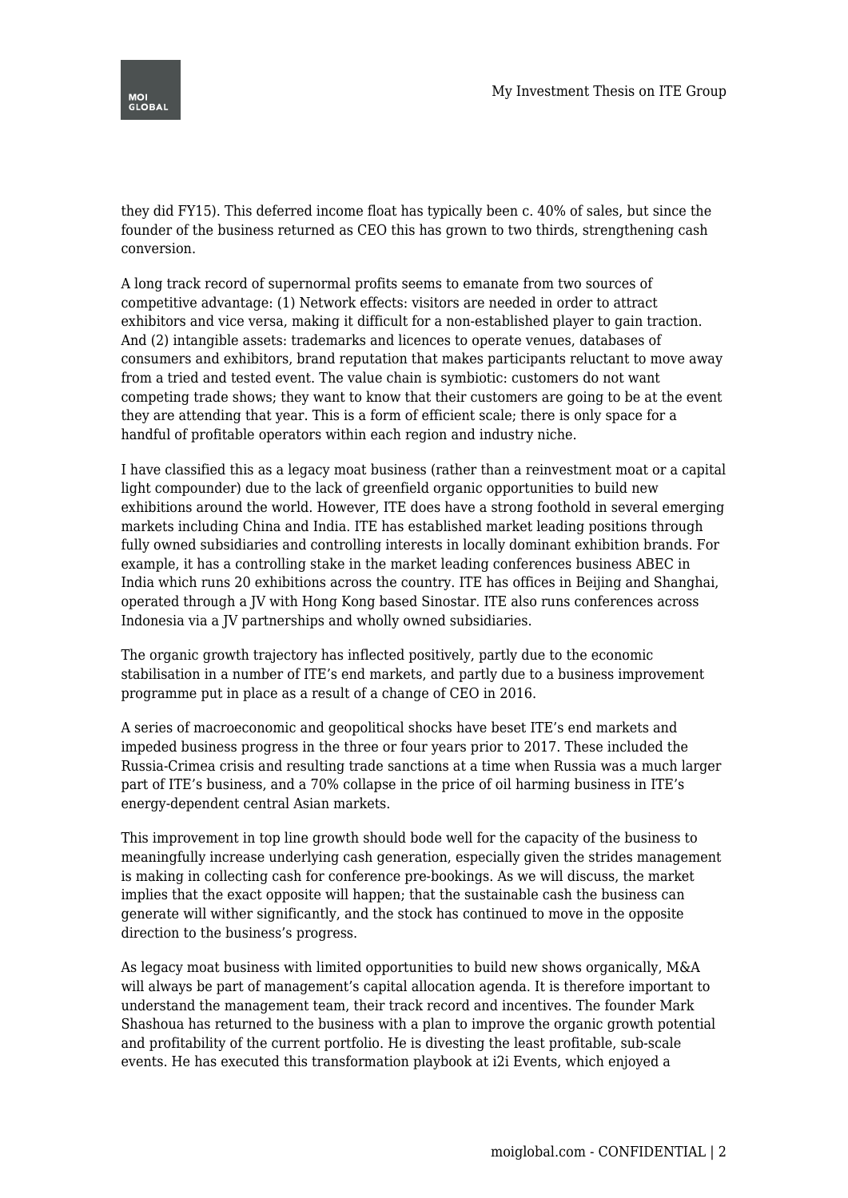they did FY15). This deferred income float has typically been c. 40% of sales, but since the founder of the business returned as CEO this has grown to two thirds, strengthening cash conversion.

A long track record of supernormal profits seems to emanate from two sources of competitive advantage: (1) Network effects: visitors are needed in order to attract exhibitors and vice versa, making it difficult for a non-established player to gain traction. And (2) intangible assets: trademarks and licences to operate venues, databases of consumers and exhibitors, brand reputation that makes participants reluctant to move away from a tried and tested event. The value chain is symbiotic: customers do not want competing trade shows; they want to know that their customers are going to be at the event they are attending that year. This is a form of efficient scale; there is only space for a handful of profitable operators within each region and industry niche.

I have classified this as a legacy moat business (rather than a reinvestment moat or a capital light compounder) due to the lack of greenfield organic opportunities to build new exhibitions around the world. However, ITE does have a strong foothold in several emerging markets including China and India. ITE has established market leading positions through fully owned subsidiaries and controlling interests in locally dominant exhibition brands. For example, it has a controlling stake in the market leading conferences business ABEC in India which runs 20 exhibitions across the country. ITE has offices in Beijing and Shanghai, operated through a JV with Hong Kong based Sinostar. ITE also runs conferences across Indonesia via a JV partnerships and wholly owned subsidiaries.

The organic growth trajectory has inflected positively, partly due to the economic stabilisation in a number of ITE's end markets, and partly due to a business improvement programme put in place as a result of a change of CEO in 2016.

A series of macroeconomic and geopolitical shocks have beset ITE's end markets and impeded business progress in the three or four years prior to 2017. These included the Russia-Crimea crisis and resulting trade sanctions at a time when Russia was a much larger part of ITE's business, and a 70% collapse in the price of oil harming business in ITE's energy-dependent central Asian markets.

This improvement in top line growth should bode well for the capacity of the business to meaningfully increase underlying cash generation, especially given the strides management is making in collecting cash for conference pre-bookings. As we will discuss, the market implies that the exact opposite will happen; that the sustainable cash the business can generate will wither significantly, and the stock has continued to move in the opposite direction to the business's progress.

As legacy moat business with limited opportunities to build new shows organically, M&A will always be part of management's capital allocation agenda. It is therefore important to understand the management team, their track record and incentives. The founder Mark Shashoua has returned to the business with a plan to improve the organic growth potential and profitability of the current portfolio. He is divesting the least profitable, sub-scale events. He has executed this transformation playbook at i2i Events, which enjoyed a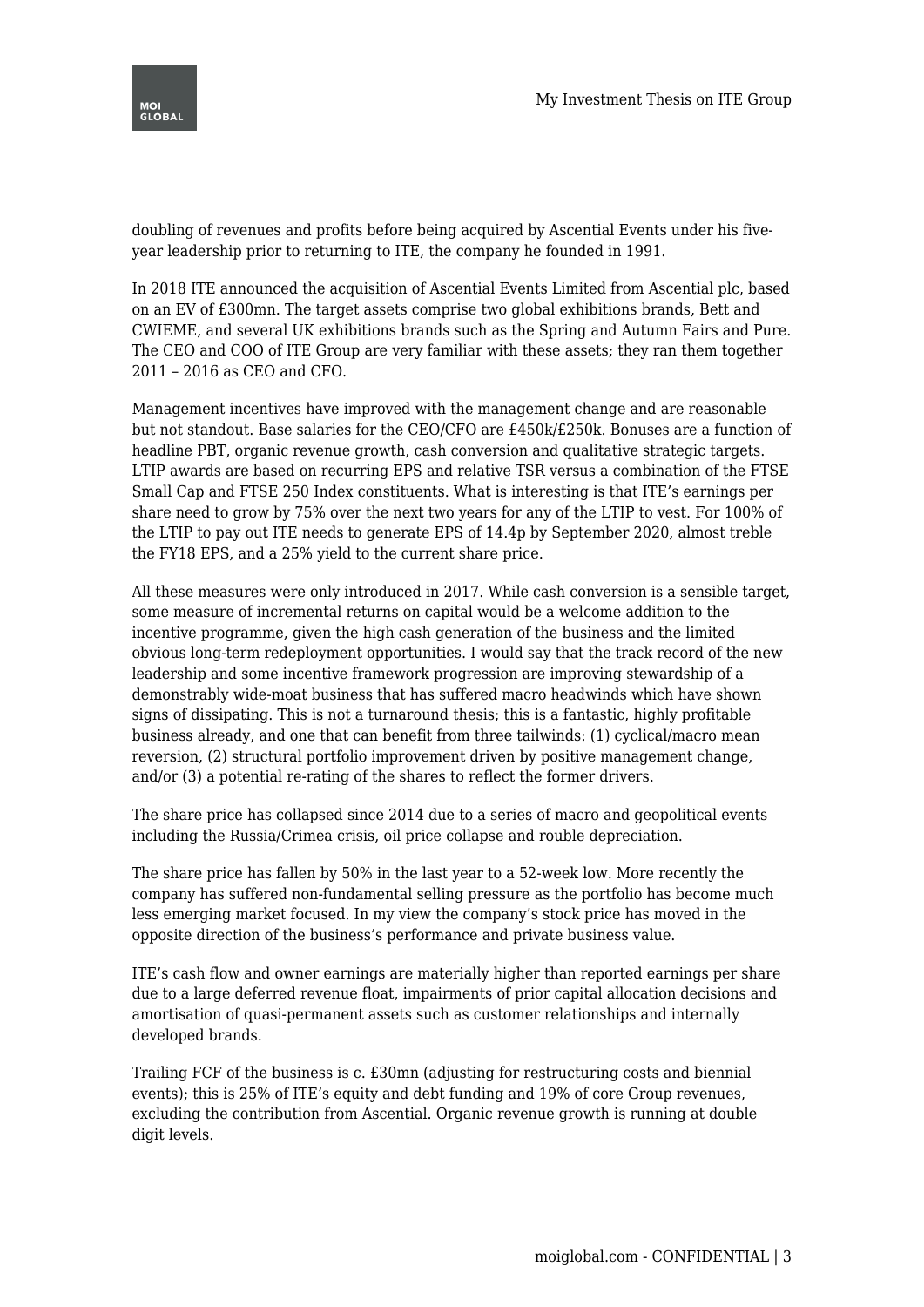doubling of revenues and profits before being acquired by Ascential Events under his five-year leadership prior to returning to ITE, the company he founded in 1991.

In 2018 ITE announced the acquisition of Ascential Events Limited from Ascential plc, based on an EV of £300mn. The target assets comprise two global exhibitions brands, Bett and CWIEME, and several UK exhibitions brands such as the Spring and Autumn Fairs and Pure. The CEO and COO of ITE Group are very familiar with these assets; they ran them together 2011 – 2016 as CEO and CFO.

Management incentives have improved with the management change and are reasonable but not standout. Base salaries for the CEO/CFO are £450k/£250k. Bonuses are a function of headline PBT, organic revenue growth, cash conversion and qualitative strategic targets. LTIP awards are based on recurring EPS and relative TSR versus a combination of the FTSE Small Cap and FTSE 250 Index constituents. What is interesting is that ITE's earnings per share need to grow by 75% over the next two years for any of the LTIP to vest. For 100% of the LTIP to pay out ITE needs to generate EPS of 14.4p by September 2020, almost treble the FY18 EPS, and a 25% yield to the current share price.

All these measures were only introduced in 2017. While cash conversion is a sensible target, some measure of incremental returns on capital would be a welcome addition to the incentive programme, given the high cash generation of the business and the limited obvious long-term redeployment opportunities. I would say that the track record of the new leadership and some incentive framework progression are improving stewardship of a demonstrably wide-moat business that has suffered macro headwinds which have shown signs of dissipating. This is not a turnaround thesis; this is a fantastic, highly profitable business already, and one that can benefit from three tailwinds: (1) cyclical/macro mean reversion, (2) structural portfolio improvement driven by positive management change, and/or (3) a potential re-rating of the shares to reflect the former drivers.

The share price has collapsed since 2014 due to a series of macro and geopolitical events including the Russia/Crimea crisis, oil price collapse and rouble depreciation.

The share price has fallen by 50% in the last year to a 52-week low. More recently the company has suffered non-fundamental selling pressure as the portfolio has become much less emerging market focused. In my view the company's stock price has moved in the opposite direction of the business's performance and private business value.

ITE's cash flow and owner earnings are materially higher than reported earnings per share due to a large deferred revenue float, impairments of prior capital allocation decisions and amortisation of quasi-permanent assets such as customer relationships and internally developed brands.

Trailing FCF of the business is c. £30mn (adjusting for restructuring costs and biennial events); this is 25% of ITE's equity and debt funding and 19% of core Group revenues, excluding the contribution from Ascential. Organic revenue growth is running at double digit levels.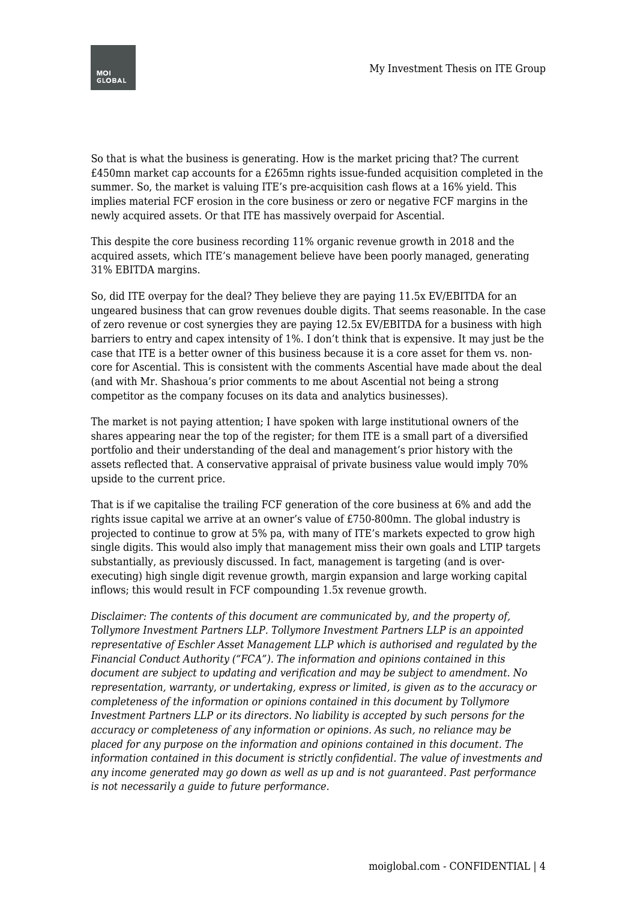So that is what the business is generating. How is the market pricing that? The current £450mn market cap accounts for a £265mn rights issue-funded acquisition completed in the summer. So, the market is valuing ITE's pre-acquisition cash flows at a 16% yield. This implies material FCF erosion in the core business or zero or negative FCF margins in the newly acquired assets. Or that ITE has massively overpaid for Ascential.

This despite the core business recording 11% organic revenue growth in 2018 and the acquired assets, which ITE's management believe have been poorly managed, generating 31% EBITDA margins.

So, did ITE overpay for the deal? They believe they are paying 11.5x EV/EBITDA for an ungeared business that can grow revenues double digits. That seems reasonable. In the case of zero revenue or cost synergies they are paying 12.5x EV/EBITDA for a business with high barriers to entry and capex intensity of 1%. I don't think that is expensive. It may just be the case that ITE is a better owner of this business because it is a core asset for them vs. non-core for Ascential. This is consistent with the comments Ascential have made about the deal (and with Mr. Shashoua's prior comments to me about Ascential not being a strong competitor as the company focuses on its data and analytics businesses).

The market is not paying attention; I have spoken with large institutional owners of the shares appearing near the top of the register; for them ITE is a small part of a diversified portfolio and their understanding of the deal and management's prior history with the assets reflected that. A conservative appraisal of private business value would imply 70% upside to the current price.

That is if we capitalise the trailing FCF generation of the core business at 6% and add the rights issue capital we arrive at an owner's value of £750-800mn. The global industry is projected to continue to grow at 5% pa, with many of ITE's markets expected to grow high single digits. This would also imply that management miss their own goals and LTIP targets substantially, as previously discussed. In fact, management is targeting (and is over-executing) high single digit revenue growth, margin expansion and large working capital inflows; this would result in FCF compounding 1.5x revenue growth.

*Disclaimer: The contents of this document are communicated by, and the property of, Tollymore Investment Partners LLP. Tollymore Investment Partners LLP is an appointed representative of Eschler Asset Management LLP which is authorised and regulated by the Financial Conduct Authority ("FCA"). The information and opinions contained in this document are subject to updating and verification and may be subject to amendment. No representation, warranty, or undertaking, express or limited, is given as to the accuracy or completeness of the information or opinions contained in this document by Tollymore Investment Partners LLP or its directors. No liability is accepted by such persons for the accuracy or completeness of any information or opinions. As such, no reliance may be placed for any purpose on the information and opinions contained in this document. The information contained in this document is strictly confidential. The value of investments and any income generated may go down as well as up and is not guaranteed. Past performance is not necessarily a guide to future performance.*